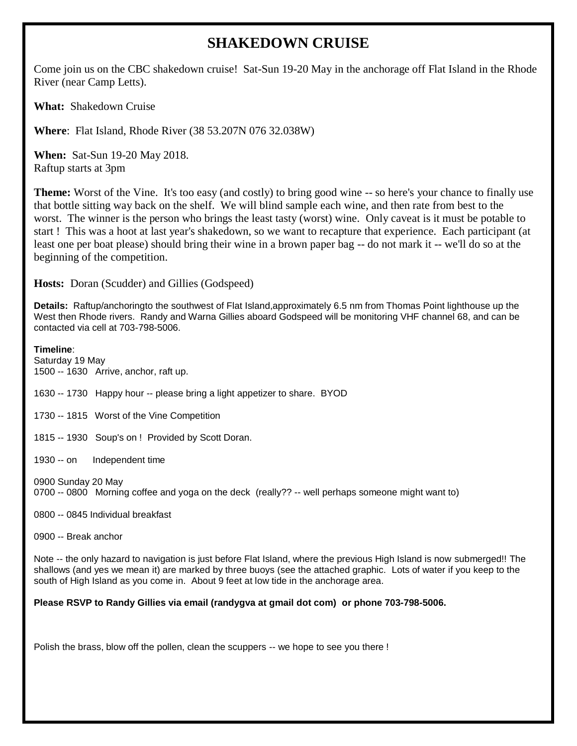# SHAKEDOWN CRUISE

Come join us on the CBC shakedown cruise! Sat-Sun 19-20 May in the anchorage off Flat Island in the Rhode River (near Camp Letts).

**What:** Shakedown Cruise

**Where**: Flat Island, Rhode River (38 53.207N 076 32.038W)

**When:** Sat-Sun 19-20 May 2018.
Raftup starts at 3pm

**Theme:** Worst of the Vine. It's too easy (and costly) to bring good wine -- so here's your chance to finally use that bottle sitting way back on the shelf. We will blind sample each wine, and then rate from best to the worst. The winner is the person who brings the least tasty (worst) wine. Only caveat is it must be potable to start ! This was a hoot at last year's shakedown, so we want to recapture that experience. Each participant (at least one per boat please) should bring their wine in a brown paper bag -- do not mark it -- we'll do so at the beginning of the competition.

**Hosts:** Doran (Scudder) and Gillies (Godspeed)

**Details:** Raftup/anchoringto the southwest of Flat Island,approximately 6.5 nm from Thomas Point lighthouse up the West then Rhode rivers. Randy and Warna Gillies aboard Godspeed will be monitoring VHF channel 68, and can be contacted via cell at 703-798-5006.

**Timeline**:
Saturday 19 May
1500 -- 1630 Arrive, anchor, raft up.

1630 -- 1730 Happy hour -- please bring a light appetizer to share. BYOD

1730 -- 1815 Worst of the Vine Competition

1815 -- 1930 Soup's on ! Provided by Scott Doran.

1930 -- on Independent time

0900 Sunday 20 May
0700 -- 0800 Morning coffee and yoga on the deck (really?? -- well perhaps someone might want to)

0800 -- 0845 Individual breakfast

0900 -- Break anchor

Note -- the only hazard to navigation is just before Flat Island, where the previous High Island is now submerged!! The shallows (and yes we mean it) are marked by three buoys (see the attached graphic. Lots of water if you keep to the south of High Island as you come in. About 9 feet at low tide in the anchorage area.

**Please RSVP to Randy Gillies via email (randygva at gmail dot com) or phone 703-798-5006.**

Polish the brass, blow off the pollen, clean the scuppers -- we hope to see you there !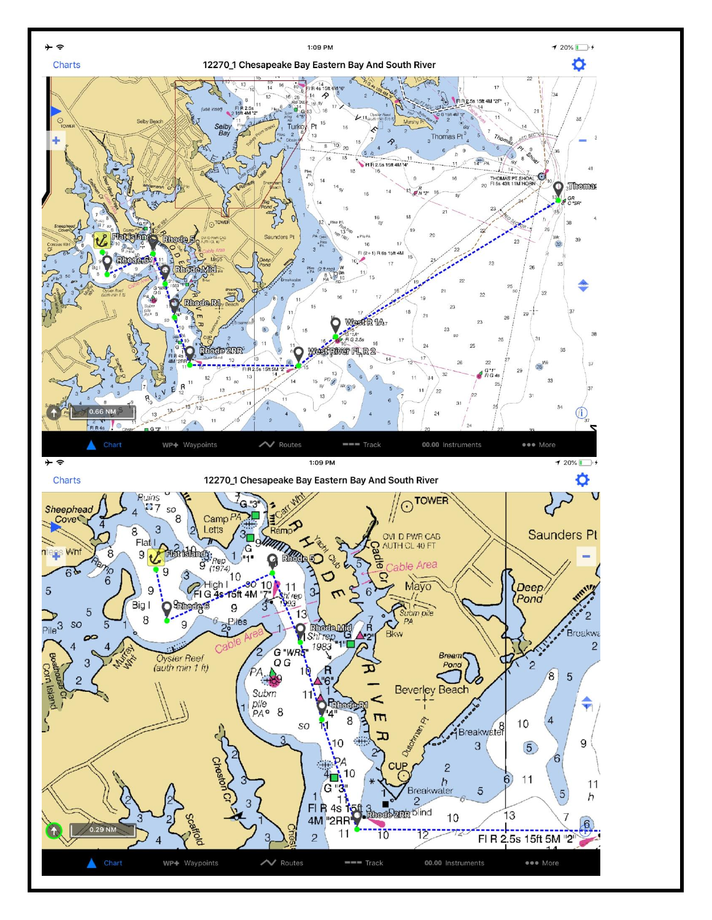12270_1 Chesapeake Bay Eastern Bay And South River

12270_1 Chesapeake Bay Eastern Bay And South River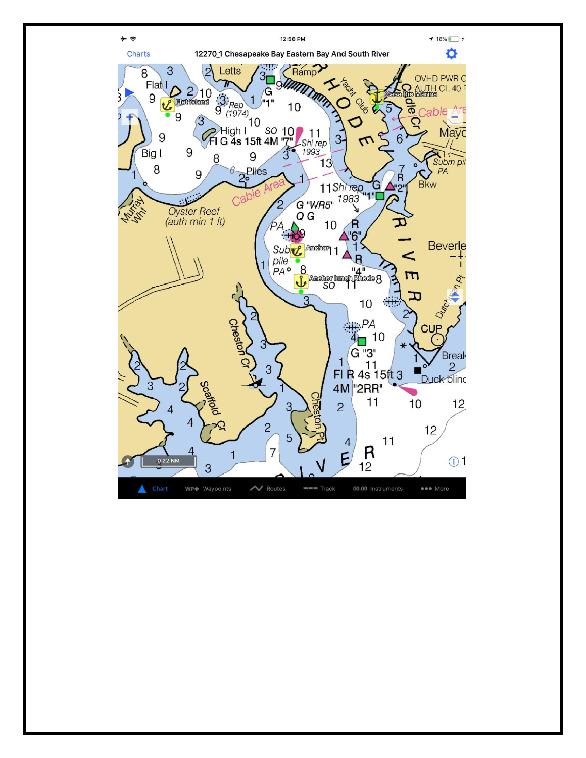12:56 PM

16%

Charts

12270_1 Chesapeake Bay Eastern Bay And South River

Flat I

Flat island

Letts

Ramp

Rep (1974)

High I

Fl G 4s 15ft 4M "7"

Shl rep 1993

Big I

Piles

Cable Area

Yacht Club

Casa Rio Marina

Cadle Cr

OVHD PWR C AUTH CL 40 F

Mayo

Subm pil PA

Bkw

RHODE RIVER

Murray Whf

Oyster Reef (auth min 1 ft)

Shl rep 1983

G "WR5" Q G

R "6"

R "4"

Anchor

Anchor lunch Rhode

Sub pile PA

Beverle

Dutchman Pt

CUP

Break

Duck blind

G "3"

Fl R 4s 15ft 4M "2RR"

Cheston Cr

Scaffold Cr

Cheston Pt

RIVER

0.22 NM

Chart | Waypoints | Routes | Track | 0.00 Instruments | More